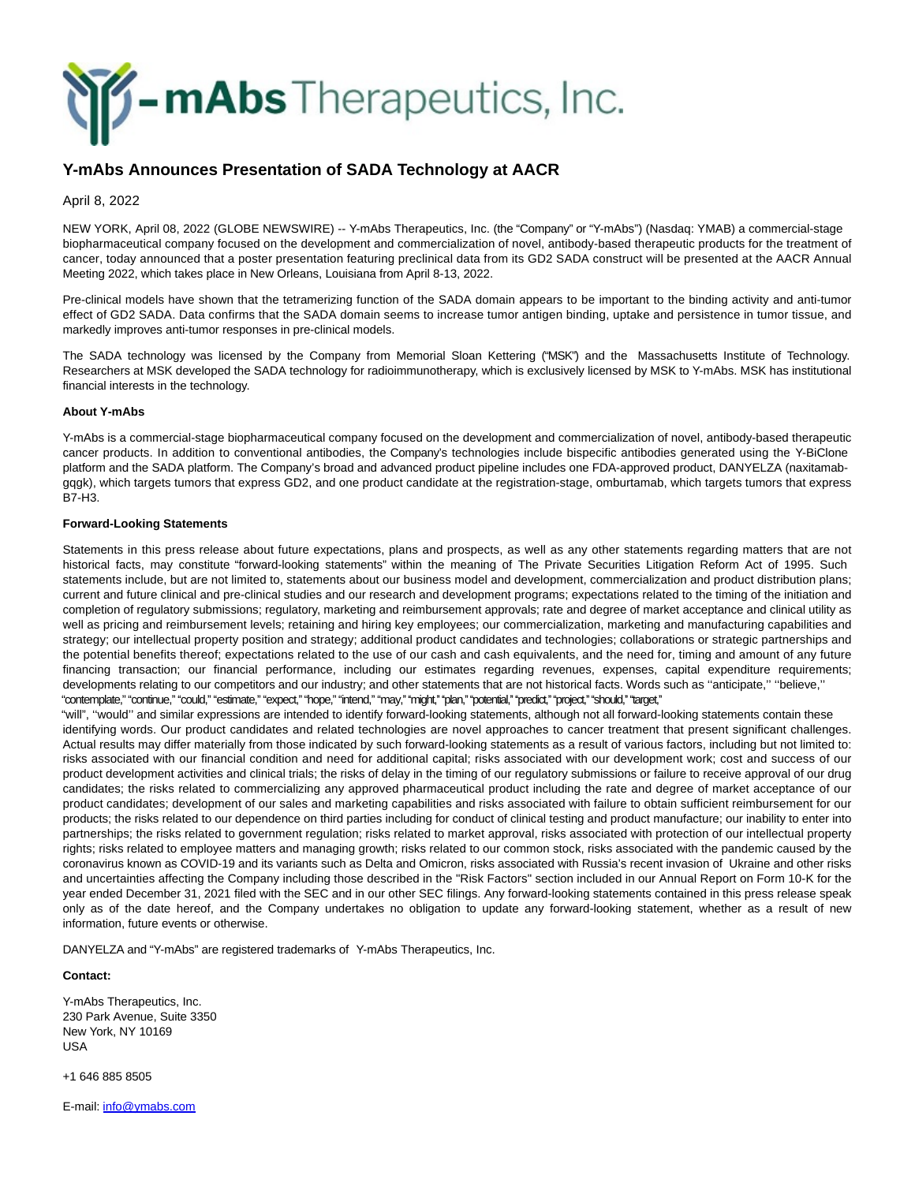# Y-mAbs Announces Presentation of SADA Technology at AACR

April 8, 2022

NEW YORK, April 08, 2022 (GLOBE NEWSWIRE) -- Y-mAbs Therapeutics, Inc. (the "Company" or "Y-mAbs") (Nasdaq: YMAB) a commercial-stage biopharmaceutical company focused on the development and commercialization of novel, antibody-based therapeutic products for the treatment of cancer, today announced that a poster presentation featuring preclinical data from its GD2 SADA construct will be presented at the AACR Annual Meeting 2022, which takes place in New Orleans, Louisiana from April 8-13, 2022.

Pre-clinical models have shown that the tetramerizing function of the SADA domain appears to be important to the binding activity and anti-tumor effect of GD2 SADA. Data confirms that the SADA domain seems to increase tumor antigen binding, uptake and persistence in tumor tissue, and markedly improves anti-tumor responses in pre-clinical models.

The SADA technology was licensed by the Company from Memorial Sloan Kettering ("MSK") and the Massachusetts Institute of Technology. Researchers at MSK developed the SADA technology for radioimmunotherapy, which is exclusively licensed by MSK to Y-mAbs. MSK has institutional financial interests in the technology.

**About Y-mAbs**

Y-mAbs is a commercial-stage biopharmaceutical company focused on the development and commercialization of novel, antibody-based therapeutic cancer products. In addition to conventional antibodies, the Company's technologies include bispecific antibodies generated using the Y-BiClone platform and the SADA platform. The Company's broad and advanced product pipeline includes one FDA-approved product, DANYELZA (naxitamab-gqgk), which targets tumors that express GD2, and one product candidate at the registration-stage, omburtamab, which targets tumors that express B7-H3.

**Forward-Looking Statements**

Statements in this press release about future expectations, plans and prospects, as well as any other statements regarding matters that are not historical facts, may constitute "forward-looking statements" within the meaning of The Private Securities Litigation Reform Act of 1995. Such statements include, but are not limited to, statements about our business model and development, commercialization and product distribution plans; current and future clinical and pre-clinical studies and our research and development programs; expectations related to the timing of the initiation and completion of regulatory submissions; regulatory, marketing and reimbursement approvals; rate and degree of market acceptance and clinical utility as well as pricing and reimbursement levels; retaining and hiring key employees; our commercialization, marketing and manufacturing capabilities and strategy; our intellectual property position and strategy; additional product candidates and technologies; collaborations or strategic partnerships and the potential benefits thereof; expectations related to the use of our cash and cash equivalents, and the need for, timing and amount of any future financing transaction; our financial performance, including our estimates regarding revenues, expenses, capital expenditure requirements; developments relating to our competitors and our industry; and other statements that are not historical facts. Words such as ''anticipate,'' ''believe,'' "contemplate," "continue," "could," "estimate," "expect," "hope," "intend," "may," "might," "plan," "potential," "predict," "project," "should," "target," "will", ''would'' and similar expressions are intended to identify forward-looking statements, although not all forward-looking statements contain these identifying words. Our product candidates and related technologies are novel approaches to cancer treatment that present significant challenges. Actual results may differ materially from those indicated by such forward-looking statements as a result of various factors, including but not limited to: risks associated with our financial condition and need for additional capital; risks associated with our development work; cost and success of our product development activities and clinical trials; the risks of delay in the timing of our regulatory submissions or failure to receive approval of our drug candidates; the risks related to commercializing any approved pharmaceutical product including the rate and degree of market acceptance of our product candidates; development of our sales and marketing capabilities and risks associated with failure to obtain sufficient reimbursement for our products; the risks related to our dependence on third parties including for conduct of clinical testing and product manufacture; our inability to enter into partnerships; the risks related to government regulation; risks related to market approval, risks associated with protection of our intellectual property rights; risks related to employee matters and managing growth; risks related to our common stock, risks associated with the pandemic caused by the coronavirus known as COVID-19 and its variants such as Delta and Omicron, risks associated with Russia's recent invasion of Ukraine and other risks and uncertainties affecting the Company including those described in the "Risk Factors" section included in our Annual Report on Form 10-K for the year ended December 31, 2021 filed with the SEC and in our other SEC filings. Any forward-looking statements contained in this press release speak only as of the date hereof, and the Company undertakes no obligation to update any forward-looking statement, whether as a result of new information, future events or otherwise.

DANYELZA and "Y-mAbs" are registered trademarks of Y-mAbs Therapeutics, Inc.

**Contact:**

Y-mAbs Therapeutics, Inc.
230 Park Avenue, Suite 3350
New York, NY 10169
USA

+1 646 885 8505

E-mail: info@ymabs.com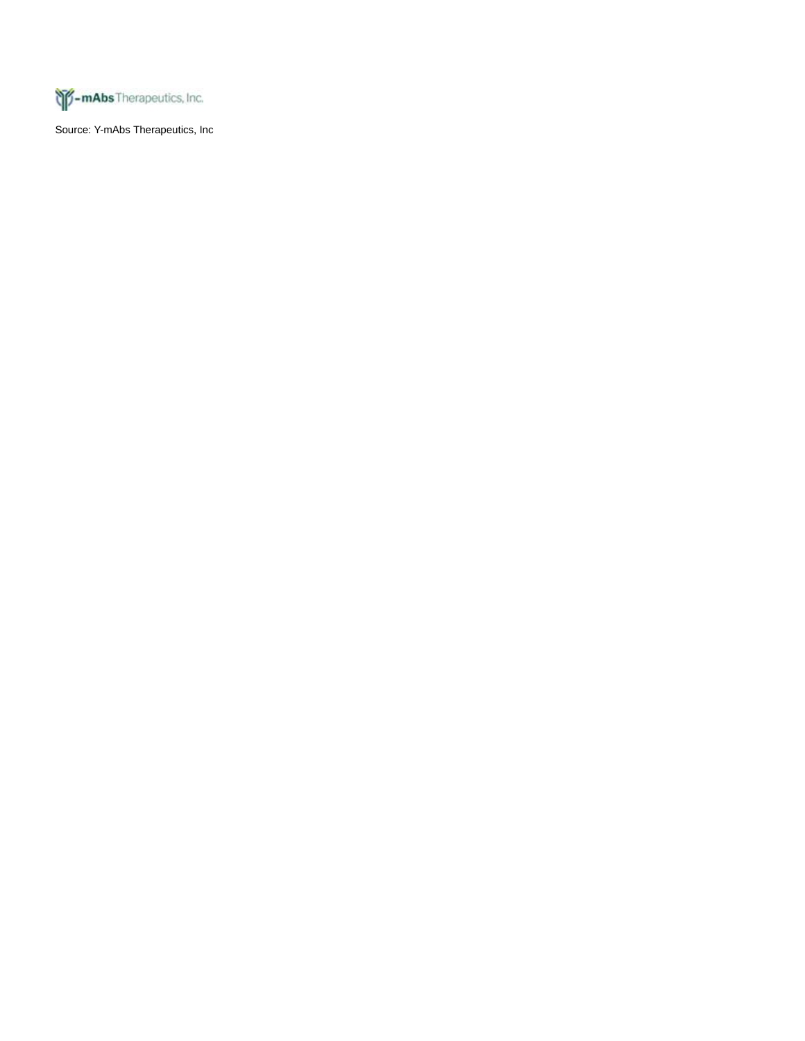Y-mAbs Therapeutics, Inc.

Source: Y-mAbs Therapeutics, Inc